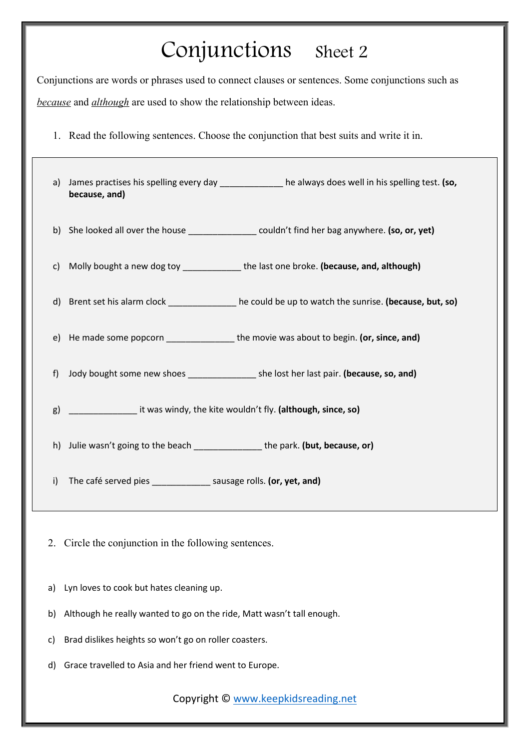# Conjunctions Sheet 2

Conjunctions are words or phrases used to connect clauses or sentences. Some conjunctions such as *because* and *although* are used to show the relationship between ideas.

1. Read the following sentences. Choose the conjunction that best suits and write it in.

a) James practises his spelling every day _____________ he always does well in his spelling test. **(so, because, and)**

b) She looked all over the house ______________ couldn't find her bag anywhere. **(so, or, yet)**

c) Molly bought a new dog toy ____________ the last one broke. **(because, and, although)**

d) Brent set his alarm clock ______________ he could be up to watch the sunrise. **(because, but, so)**

e) He made some popcorn ______________ the movie was about to begin. **(or, since, and)**

f) Jody bought some new shoes ______________ she lost her last pair. **(because, so, and)**

g) ______________ it was windy, the kite wouldn't fly. **(although, since, so)**

h) Julie wasn't going to the beach ______________ the park. **(but, because, or)**

i) The café served pies ____________ sausage rolls. **(or, yet, and)**

2. Circle the conjunction in the following sentences.

a) Lyn loves to cook but hates cleaning up.

b) Although he really wanted to go on the ride, Matt wasn't tall enough.

c) Brad dislikes heights so won't go on roller coasters.

d) Grace travelled to Asia and her friend went to Europe.

Copyright © www.keepkidsreading.net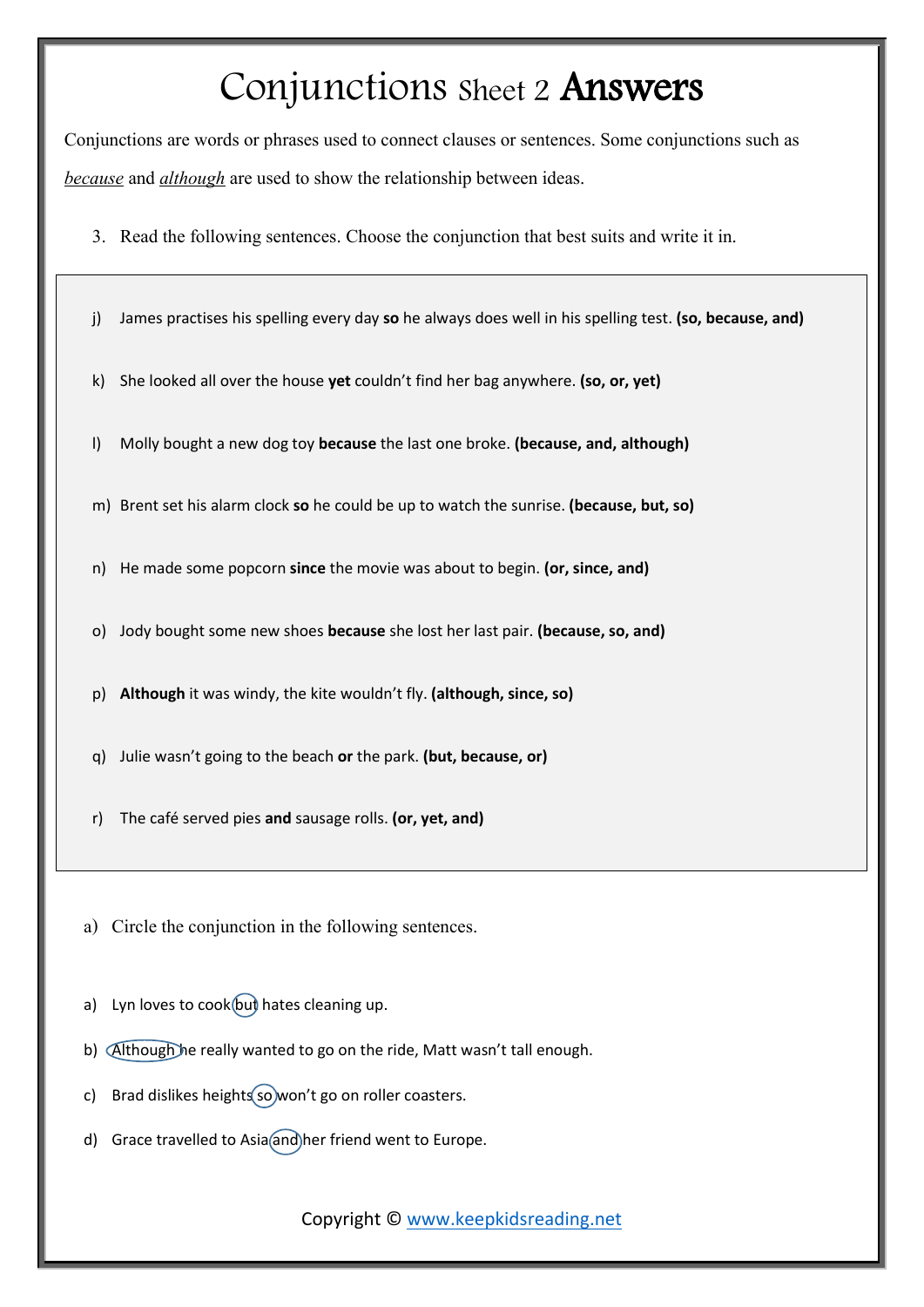# Conjunctions Sheet 2 **Answers**

Conjunctions are words or phrases used to connect clauses or sentences. Some conjunctions such as *because* and *although* are used to show the relationship between ideas.

3. Read the following sentences. Choose the conjunction that best suits and write it in.

j) James practises his spelling every day **so** he always does well in his spelling test. **(so, because, and)**

k) She looked all over the house **yet** couldn't find her bag anywhere. **(so, or, yet)**

l) Molly bought a new dog toy **because** the last one broke. **(because, and, although)**

m) Brent set his alarm clock **so** he could be up to watch the sunrise. **(because, but, so)**

n) He made some popcorn **since** the movie was about to begin. **(or, since, and)**

o) Jody bought some new shoes **because** she lost her last pair. **(because, so, and)**

p) **Although** it was windy, the kite wouldn't fly. **(although, since, so)**

q) Julie wasn't going to the beach **or** the park. **(but, because, or)**

r) The café served pies **and** sausage rolls. **(or, yet, and)**

a) Circle the conjunction in the following sentences.

a) Lyn loves to cook (but) hates cleaning up.

b) (Although) he really wanted to go on the ride, Matt wasn't tall enough.

c) Brad dislikes heights (so) won't go on roller coasters.

d) Grace travelled to Asia (and) her friend went to Europe.

Copyright © www.keepkidsreading.net